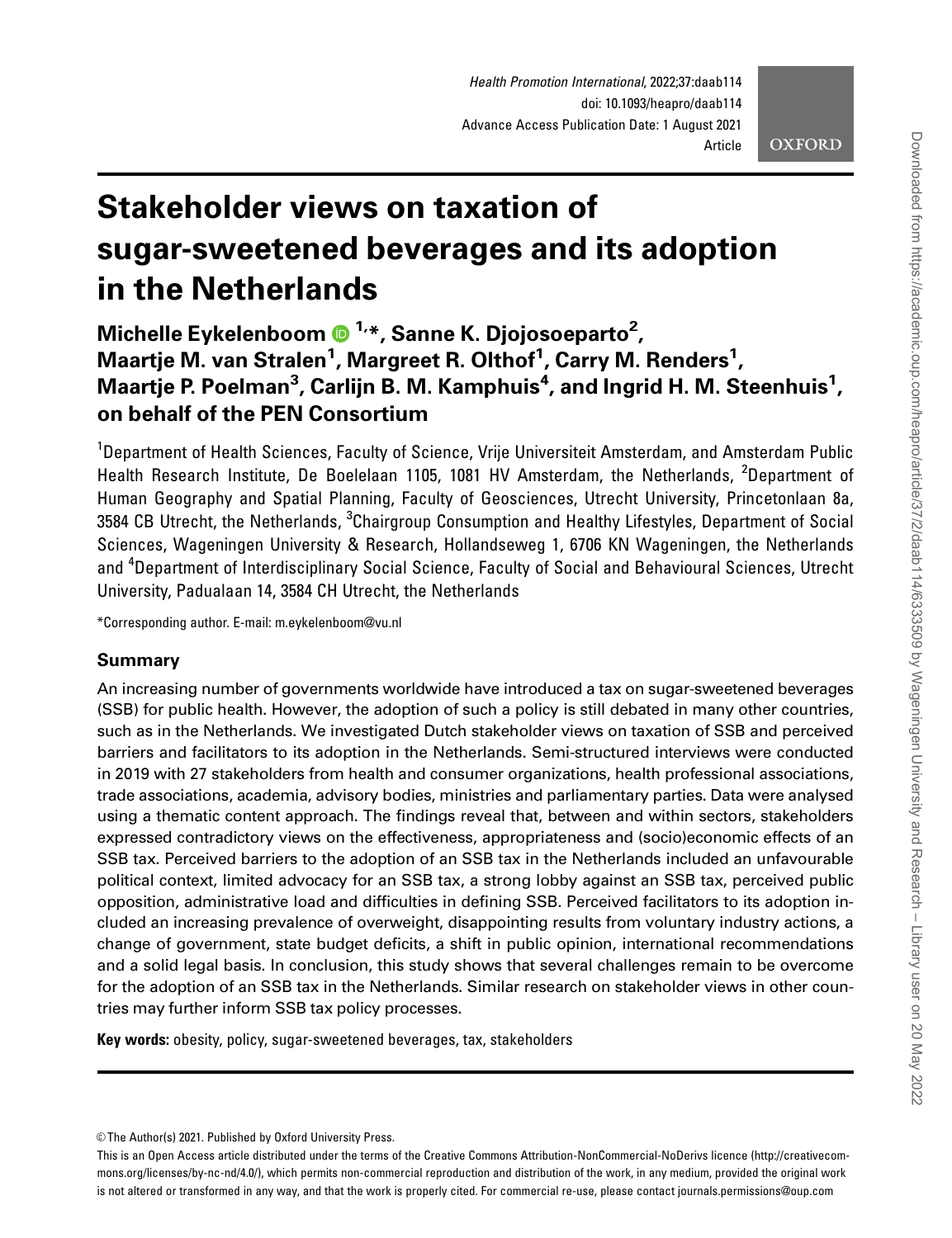# Stakeholder views on taxation of sugar-sweetened beverages and its adoption in the Netherlands

**Michelle Eykelenboom [1,*], Sanne K. Djojosoeparto[2], Maartje M. van Stralen[1], Margreet R. Olthof[1], Carry M. Renders[1], Maartje P. Poelman[3], Carlijn B. M. Kamphuis[4], and Ingrid H. M. Steenhuis[1], on behalf of the PEN Consortium**

[1]Department of Health Sciences, Faculty of Science, Vrije Universiteit Amsterdam, and Amsterdam Public Health Research Institute, De Boelelaan 1105, 1081 HV Amsterdam, the Netherlands, [2]Department of Human Geography and Spatial Planning, Faculty of Geosciences, Utrecht University, Princetonlaan 8a, 3584 CB Utrecht, the Netherlands, [3]Chairgroup Consumption and Healthy Lifestyles, Department of Social Sciences, Wageningen University & Research, Hollandseweg 1, 6706 KN Wageningen, the Netherlands and [4]Department of Interdisciplinary Social Science, Faculty of Social and Behavioural Sciences, Utrecht University, Padualaan 14, 3584 CH Utrecht, the Netherlands

*Corresponding author. E-mail: m.eykelenboom@vu.nl

## Summary

An increasing number of governments worldwide have introduced a tax on sugar-sweetened beverages (SSB) for public health. However, the adoption of such a policy is still debated in many other countries, such as in the Netherlands. We investigated Dutch stakeholder views on taxation of SSB and perceived barriers and facilitators to its adoption in the Netherlands. Semi-structured interviews were conducted in 2019 with 27 stakeholders from health and consumer organizations, health professional associations, trade associations, academia, advisory bodies, ministries and parliamentary parties. Data were analysed using a thematic content approach. The findings reveal that, between and within sectors, stakeholders expressed contradictory views on the effectiveness, appropriateness and (socio)economic effects of an SSB tax. Perceived barriers to the adoption of an SSB tax in the Netherlands included an unfavourable political context, limited advocacy for an SSB tax, a strong lobby against an SSB tax, perceived public opposition, administrative load and difficulties in defining SSB. Perceived facilitators to its adoption included an increasing prevalence of overweight, disappointing results from voluntary industry actions, a change of government, state budget deficits, a shift in public opinion, international recommendations and a solid legal basis. In conclusion, this study shows that several challenges remain to be overcome for the adoption of an SSB tax in the Netherlands. Similar research on stakeholder views in other countries may further inform SSB tax policy processes.

**Key words:** obesity, policy, sugar-sweetened beverages, tax, stakeholders

© The Author(s) 2021. Published by Oxford University Press.

This is an Open Access article distributed under the terms of the Creative Commons Attribution-NonCommercial-NoDerivs licence (http://creativecommons.org/licenses/by-nc-nd/4.0/), which permits non-commercial reproduction and distribution of the work, in any medium, provided the original work is not altered or transformed in any way, and that the work is properly cited. For commercial re-use, please contact journals.permissions@oup.com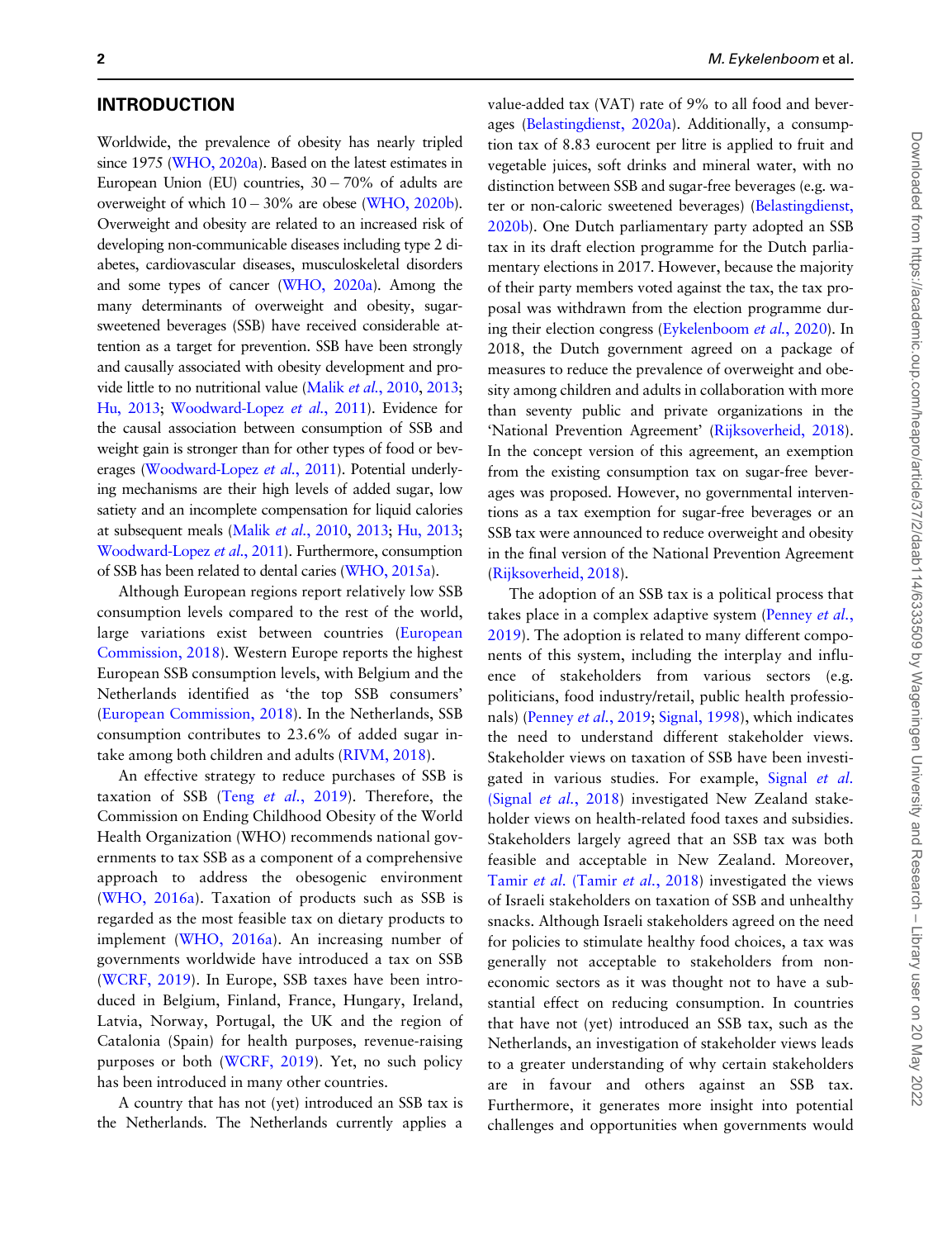## INTRODUCTION

Worldwide, the prevalence of obesity has nearly tripled since 1975 (WHO, 2020a). Based on the latest estimates in European Union (EU) countries, 30 – 70% of adults are overweight of which 10 – 30% are obese (WHO, 2020b). Overweight and obesity are related to an increased risk of developing non-communicable diseases including type 2 diabetes, cardiovascular diseases, musculoskeletal disorders and some types of cancer (WHO, 2020a). Among the many determinants of overweight and obesity, sugar-sweetened beverages (SSB) have received considerable attention as a target for prevention. SSB have been strongly and causally associated with obesity development and provide little to no nutritional value (Malik *et al.*, 2010, 2013; Hu, 2013; Woodward-Lopez *et al.*, 2011). Evidence for the causal association between consumption of SSB and weight gain is stronger than for other types of food or beverages (Woodward-Lopez *et al.*, 2011). Potential underlying mechanisms are their high levels of added sugar, low satiety and an incomplete compensation for liquid calories at subsequent meals (Malik *et al.*, 2010, 2013; Hu, 2013; Woodward-Lopez *et al.*, 2011). Furthermore, consumption of SSB has been related to dental caries (WHO, 2015a).

Although European regions report relatively low SSB consumption levels compared to the rest of the world, large variations exist between countries (European Commission, 2018). Western Europe reports the highest European SSB consumption levels, with Belgium and the Netherlands identified as 'the top SSB consumers' (European Commission, 2018). In the Netherlands, SSB consumption contributes to 23.6% of added sugar intake among both children and adults (RIVM, 2018).

An effective strategy to reduce purchases of SSB is taxation of SSB (Teng *et al.*, 2019). Therefore, the Commission on Ending Childhood Obesity of the World Health Organization (WHO) recommends national governments to tax SSB as a component of a comprehensive approach to address the obesogenic environment (WHO, 2016a). Taxation of products such as SSB is regarded as the most feasible tax on dietary products to implement (WHO, 2016a). An increasing number of governments worldwide have introduced a tax on SSB (WCRF, 2019). In Europe, SSB taxes have been introduced in Belgium, Finland, France, Hungary, Ireland, Latvia, Norway, Portugal, the UK and the region of Catalonia (Spain) for health purposes, revenue-raising purposes or both (WCRF, 2019). Yet, no such policy has been introduced in many other countries.

A country that has not (yet) introduced an SSB tax is the Netherlands. The Netherlands currently applies a value-added tax (VAT) rate of 9% to all food and beverages (Belastingdienst, 2020a). Additionally, a consumption tax of 8.83 eurocent per litre is applied to fruit and vegetable juices, soft drinks and mineral water, with no distinction between SSB and sugar-free beverages (e.g. water or non-caloric sweetened beverages) (Belastingdienst, 2020b). One Dutch parliamentary party adopted an SSB tax in its draft election programme for the Dutch parliamentary elections in 2017. However, because the majority of their party members voted against the tax, the tax proposal was withdrawn from the election programme during their election congress (Eykelenboom *et al.*, 2020). In 2018, the Dutch government agreed on a package of measures to reduce the prevalence of overweight and obesity among children and adults in collaboration with more than seventy public and private organizations in the 'National Prevention Agreement' (Rijksoverheid, 2018). In the concept version of this agreement, an exemption from the existing consumption tax on sugar-free beverages was proposed. However, no governmental interventions as a tax exemption for sugar-free beverages or an SSB tax were announced to reduce overweight and obesity in the final version of the National Prevention Agreement (Rijksoverheid, 2018).

The adoption of an SSB tax is a political process that takes place in a complex adaptive system (Penney *et al.*, 2019). The adoption is related to many different components of this system, including the interplay and influence of stakeholders from various sectors (e.g. politicians, food industry/retail, public health professionals) (Penney *et al.*, 2019; Signal, 1998), which indicates the need to understand different stakeholder views. Stakeholder views on taxation of SSB have been investigated in various studies. For example, Signal *et al.* (Signal *et al.*, 2018) investigated New Zealand stakeholder views on health-related food taxes and subsidies. Stakeholders largely agreed that an SSB tax was both feasible and acceptable in New Zealand. Moreover, Tamir *et al.* (Tamir *et al.*, 2018) investigated the views of Israeli stakeholders on taxation of SSB and unhealthy snacks. Although Israeli stakeholders agreed on the need for policies to stimulate healthy food choices, a tax was generally not acceptable to stakeholders from non-economic sectors as it was thought not to have a substantial effect on reducing consumption. In countries that have not (yet) introduced an SSB tax, such as the Netherlands, an investigation of stakeholder views leads to a greater understanding of why certain stakeholders are in favour and others against an SSB tax. Furthermore, it generates more insight into potential challenges and opportunities when governments would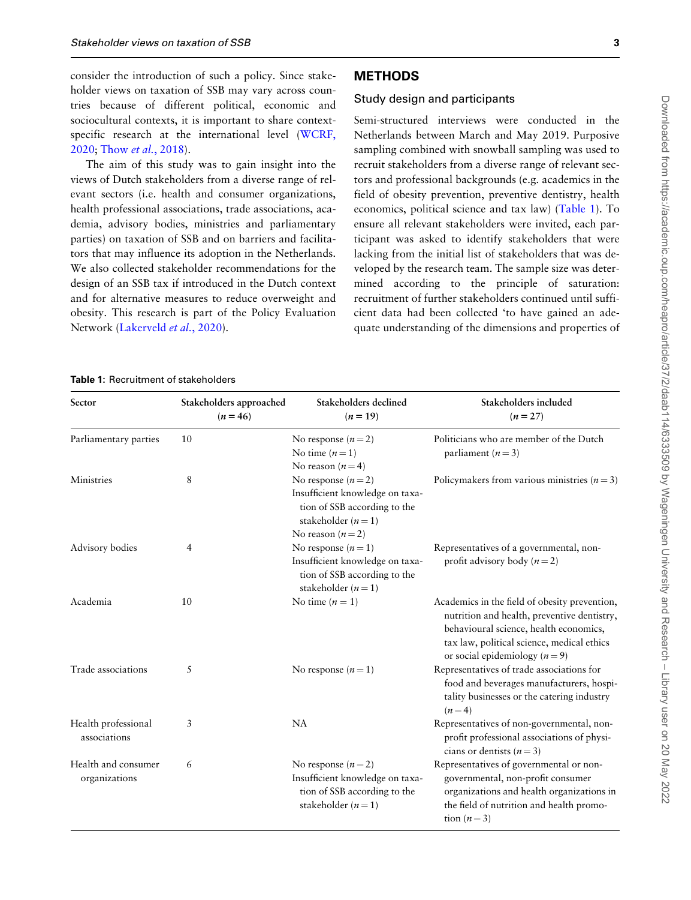consider the introduction of such a policy. Since stakeholder views on taxation of SSB may vary across countries because of different political, economic and sociocultural contexts, it is important to share context-specific research at the international level (WCRF, 2020; Thow *et al.*, 2018).

The aim of this study was to gain insight into the views of Dutch stakeholders from a diverse range of relevant sectors (i.e. health and consumer organizations, health professional associations, trade associations, academia, advisory bodies, ministries and parliamentary parties) on taxation of SSB and on barriers and facilitators that may influence its adoption in the Netherlands. We also collected stakeholder recommendations for the design of an SSB tax if introduced in the Dutch context and for alternative measures to reduce overweight and obesity. This research is part of the Policy Evaluation Network (Lakerveld *et al.*, 2020).

## METHODS

### Study design and participants

Semi-structured interviews were conducted in the Netherlands between March and May 2019. Purposive sampling combined with snowball sampling was used to recruit stakeholders from a diverse range of relevant sectors and professional backgrounds (e.g. academics in the field of obesity prevention, preventive dentistry, health economics, political science and tax law) (Table 1). To ensure all relevant stakeholders were invited, each participant was asked to identify stakeholders that were lacking from the initial list of stakeholders that was developed by the research team. The sample size was determined according to the principle of saturation: recruitment of further stakeholders continued until sufficient data had been collected 'to have gained an adequate understanding of the dimensions and properties of

**Table 1:** Recruitment of stakeholders

| Sector | Stakeholders approached ($n = 46$) | Stakeholders declined ($n = 19$) | Stakeholders included ($n = 27$) |
|---|---|---|---|
| Parliamentary parties | 10 | No response ($n = 2$)<br>No time ($n = 1$)<br>No reason ($n = 4$) | Politicians who are member of the Dutch parliament ($n = 3$) |
| Ministries | 8 | No response ($n = 2$)<br>Insufficient knowledge on taxation of SSB according to the stakeholder ($n = 1$)<br>No reason ($n = 2$) | Policymakers from various ministries ($n = 3$) |
| Advisory bodies | 4 | No response ($n = 1$)<br>Insufficient knowledge on taxation of SSB according to the stakeholder ($n = 1$) | Representatives of a governmental, non-profit advisory body ($n = 2$) |
| Academia | 10 | No time ($n = 1$) | Academics in the field of obesity prevention, nutrition and health, preventive dentistry, behavioural science, health economics, tax law, political science, medical ethics or social epidemiology ($n = 9$) |
| Trade associations | 5 | No response ($n = 1$) | Representatives of trade associations for food and beverages manufacturers, hospitality businesses or the catering industry ($n = 4$) |
| Health professional associations | 3 | NA | Representatives of non-governmental, non-profit professional associations of physicians or dentists ($n = 3$) |
| Health and consumer organizations | 6 | No response ($n = 2$)<br>Insufficient knowledge on taxation of SSB according to the stakeholder ($n = 1$) | Representatives of governmental or non-governmental, non-profit consumer organizations and health organizations in the field of nutrition and health promotion ($n = 3$) |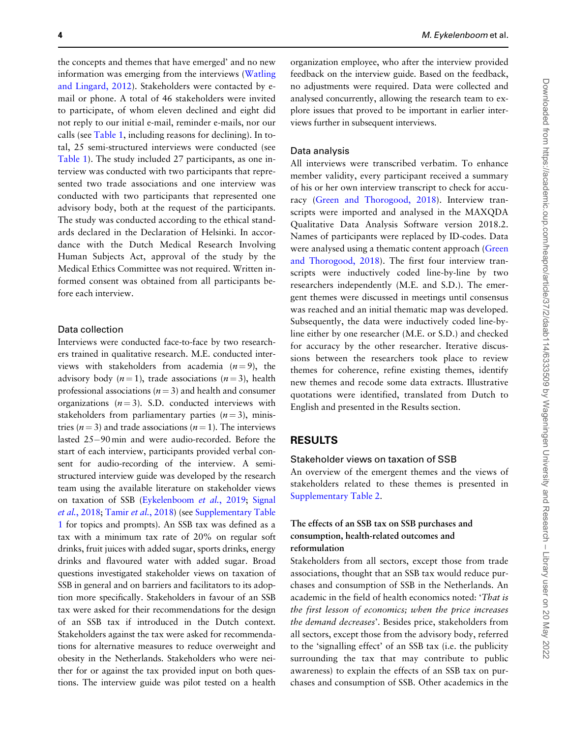the concepts and themes that have emerged' and no new information was emerging from the interviews (Watling and Lingard, 2012). Stakeholders were contacted by e-mail or phone. A total of 46 stakeholders were invited to participate, of whom eleven declined and eight did not reply to our initial e-mail, reminder e-mails, nor our calls (see Table 1, including reasons for declining). In total, 25 semi-structured interviews were conducted (see Table 1). The study included 27 participants, as one interview was conducted with two participants that represented two trade associations and one interview was conducted with two participants that represented one advisory body, both at the request of the participants. The study was conducted according to the ethical standards declared in the Declaration of Helsinki. In accordance with the Dutch Medical Research Involving Human Subjects Act, approval of the study by the Medical Ethics Committee was not required. Written informed consent was obtained from all participants before each interview.

### Data collection

Interviews were conducted face-to-face by two researchers trained in qualitative research. M.E. conducted interviews with stakeholders from academia ($n = 9$), the advisory body ($n = 1$), trade associations ($n = 3$), health professional associations ($n = 3$) and health and consumer organizations ($n = 3$). S.D. conducted interviews with stakeholders from parliamentary parties ($n = 3$), ministries ($n = 3$) and trade associations ($n = 1$). The interviews lasted 25–90 min and were audio-recorded. Before the start of each interview, participants provided verbal consent for audio-recording of the interview. A semi-structured interview guide was developed by the research team using the available literature on stakeholder views on taxation of SSB (Eykelenboom *et al.*, 2019; Signal *et al.*, 2018; Tamir *et al.*, 2018) (see Supplementary Table 1 for topics and prompts). An SSB tax was defined as a tax with a minimum tax rate of 20% on regular soft drinks, fruit juices with added sugar, sports drinks, energy drinks and flavoured water with added sugar. Broad questions investigated stakeholder views on taxation of SSB in general and on barriers and facilitators to its adoption more specifically. Stakeholders in favour of an SSB tax were asked for their recommendations for the design of an SSB tax if introduced in the Dutch context. Stakeholders against the tax were asked for recommendations for alternative measures to reduce overweight and obesity in the Netherlands. Stakeholders who were neither for or against the tax provided input on both questions. The interview guide was pilot tested on a health organization employee, who after the interview provided feedback on the interview guide. Based on the feedback, no adjustments were required. Data were collected and analysed concurrently, allowing the research team to explore issues that proved to be important in earlier interviews further in subsequent interviews.

### Data analysis

All interviews were transcribed verbatim. To enhance member validity, every participant received a summary of his or her own interview transcript to check for accuracy (Green and Thorogood, 2018). Interview transcripts were imported and analysed in the MAXQDA Qualitative Data Analysis Software version 2018.2. Names of participants were replaced by ID-codes. Data were analysed using a thematic content approach (Green and Thorogood, 2018). The first four interview transcripts were inductively coded line-by-line by two researchers independently (M.E. and S.D.). The emergent themes were discussed in meetings until consensus was reached and an initial thematic map was developed. Subsequently, the data were inductively coded line-by-line either by one researcher (M.E. or S.D.) and checked for accuracy by the other researcher. Iterative discussions between the researchers took place to review themes for coherence, refine existing themes, identify new themes and recode some data extracts. Illustrative quotations were identified, translated from Dutch to English and presented in the Results section.

## RESULTS

### Stakeholder views on taxation of SSB

An overview of the emergent themes and the views of stakeholders related to these themes is presented in Supplementary Table 2.

#### The effects of an SSB tax on SSB purchases and consumption, health-related outcomes and reformulation

Stakeholders from all sectors, except those from trade associations, thought that an SSB tax would reduce purchases and consumption of SSB in the Netherlands. An academic in the field of health economics noted: '*That is the first lesson of economics; when the price increases the demand decreases*'. Besides price, stakeholders from all sectors, except those from the advisory body, referred to the 'signalling effect' of an SSB tax (i.e. the publicity surrounding the tax that may contribute to public awareness) to explain the effects of an SSB tax on purchases and consumption of SSB. Other academics in the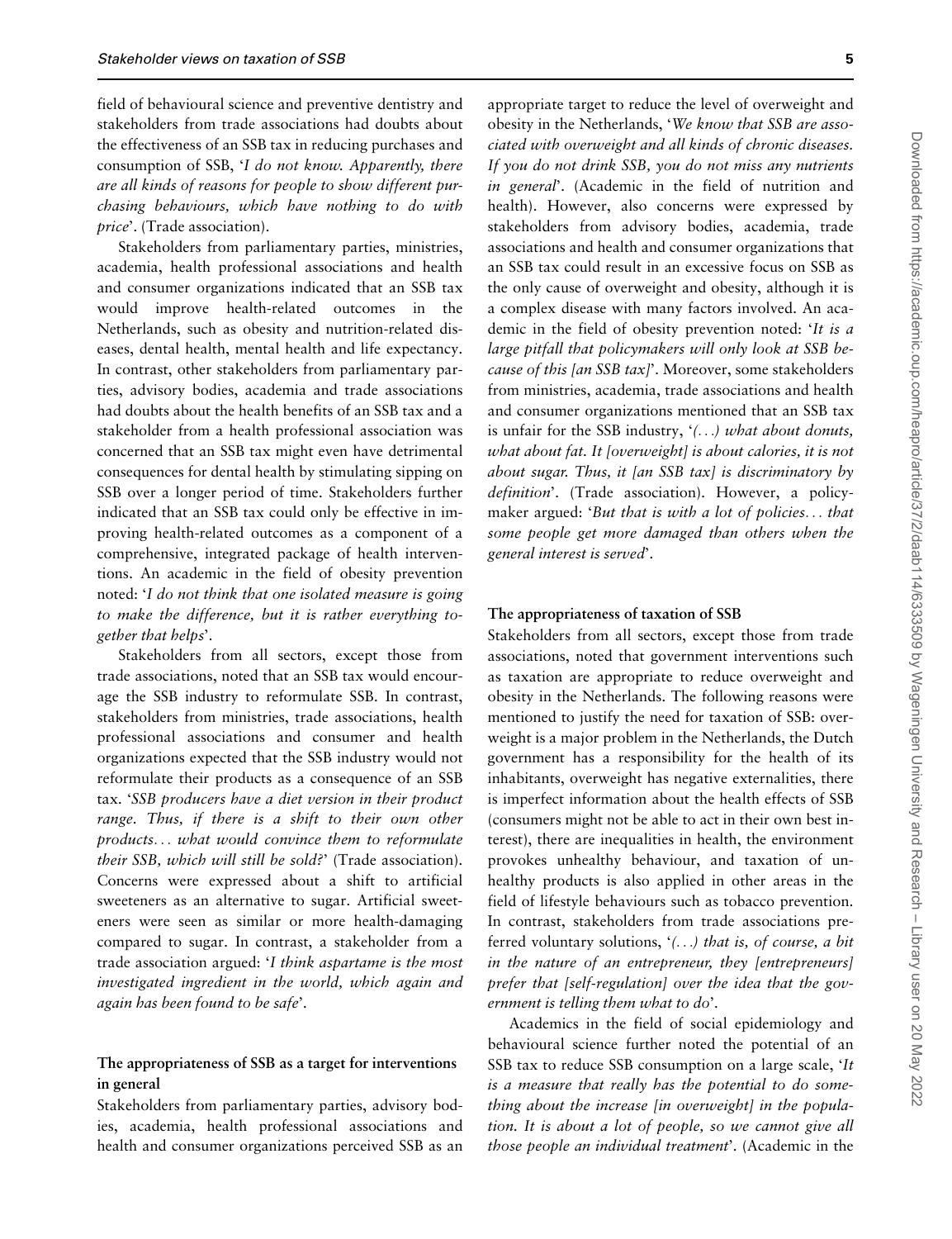field of behavioural science and preventive dentistry and stakeholders from trade associations had doubts about the effectiveness of an SSB tax in reducing purchases and consumption of SSB, '*I do not know. Apparently, there are all kinds of reasons for people to show different purchasing behaviours, which have nothing to do with price*'. (Trade association).

Stakeholders from parliamentary parties, ministries, academia, health professional associations and health and consumer organizations indicated that an SSB tax would improve health-related outcomes in the Netherlands, such as obesity and nutrition-related diseases, dental health, mental health and life expectancy. In contrast, other stakeholders from parliamentary parties, advisory bodies, academia and trade associations had doubts about the health benefits of an SSB tax and a stakeholder from a health professional association was concerned that an SSB tax might even have detrimental consequences for dental health by stimulating sipping on SSB over a longer period of time. Stakeholders further indicated that an SSB tax could only be effective in improving health-related outcomes as a component of a comprehensive, integrated package of health interventions. An academic in the field of obesity prevention noted: '*I do not think that one isolated measure is going to make the difference, but it is rather everything together that helps*'.

Stakeholders from all sectors, except those from trade associations, noted that an SSB tax would encourage the SSB industry to reformulate SSB. In contrast, stakeholders from ministries, trade associations, health professional associations and consumer and health organizations expected that the SSB industry would not reformulate their products as a consequence of an SSB tax. '*SSB producers have a diet version in their product range. Thus, if there is a shift to their own other products… what would convince them to reformulate their SSB, which will still be sold?*' (Trade association). Concerns were expressed about a shift to artificial sweeteners as an alternative to sugar. Artificial sweeteners were seen as similar or more health-damaging compared to sugar. In contrast, a stakeholder from a trade association argued: '*I think aspartame is the most investigated ingredient in the world, which again and again has been found to be safe*'.

### The appropriateness of SSB as a target for interventions in general

Stakeholders from parliamentary parties, advisory bodies, academia, health professional associations and health and consumer organizations perceived SSB as an appropriate target to reduce the level of overweight and obesity in the Netherlands, '*We know that SSB are associated with overweight and all kinds of chronic diseases. If you do not drink SSB, you do not miss any nutrients in general*'. (Academic in the field of nutrition and health). However, also concerns were expressed by stakeholders from advisory bodies, academia, trade associations and health and consumer organizations that an SSB tax could result in an excessive focus on SSB as the only cause of overweight and obesity, although it is a complex disease with many factors involved. An academic in the field of obesity prevention noted: '*It is a large pitfall that policymakers will only look at SSB because of this [an SSB tax]*'. Moreover, some stakeholders from ministries, academia, trade associations and health and consumer organizations mentioned that an SSB tax is unfair for the SSB industry, '*(…) what about donuts, what about fat. It [overweight] is about calories, it is not about sugar. Thus, it [an SSB tax] is discriminatory by definition*'. (Trade association). However, a policymaker argued: '*But that is with a lot of policies… that some people get more damaged than others when the general interest is served*'.

### The appropriateness of taxation of SSB

Stakeholders from all sectors, except those from trade associations, noted that government interventions such as taxation are appropriate to reduce overweight and obesity in the Netherlands. The following reasons were mentioned to justify the need for taxation of SSB: overweight is a major problem in the Netherlands, the Dutch government has a responsibility for the health of its inhabitants, overweight has negative externalities, there is imperfect information about the health effects of SSB (consumers might not be able to act in their own best interest), there are inequalities in health, the environment provokes unhealthy behaviour, and taxation of unhealthy products is also applied in other areas in the field of lifestyle behaviours such as tobacco prevention. In contrast, stakeholders from trade associations preferred voluntary solutions, '*(…) that is, of course, a bit in the nature of an entrepreneur, they [entrepreneurs] prefer that [self-regulation] over the idea that the government is telling them what to do*'.

Academics in the field of social epidemiology and behavioural science further noted the potential of an SSB tax to reduce SSB consumption on a large scale, '*It is a measure that really has the potential to do something about the increase [in overweight] in the population. It is about a lot of people, so we cannot give all those people an individual treatment*'. (Academic in the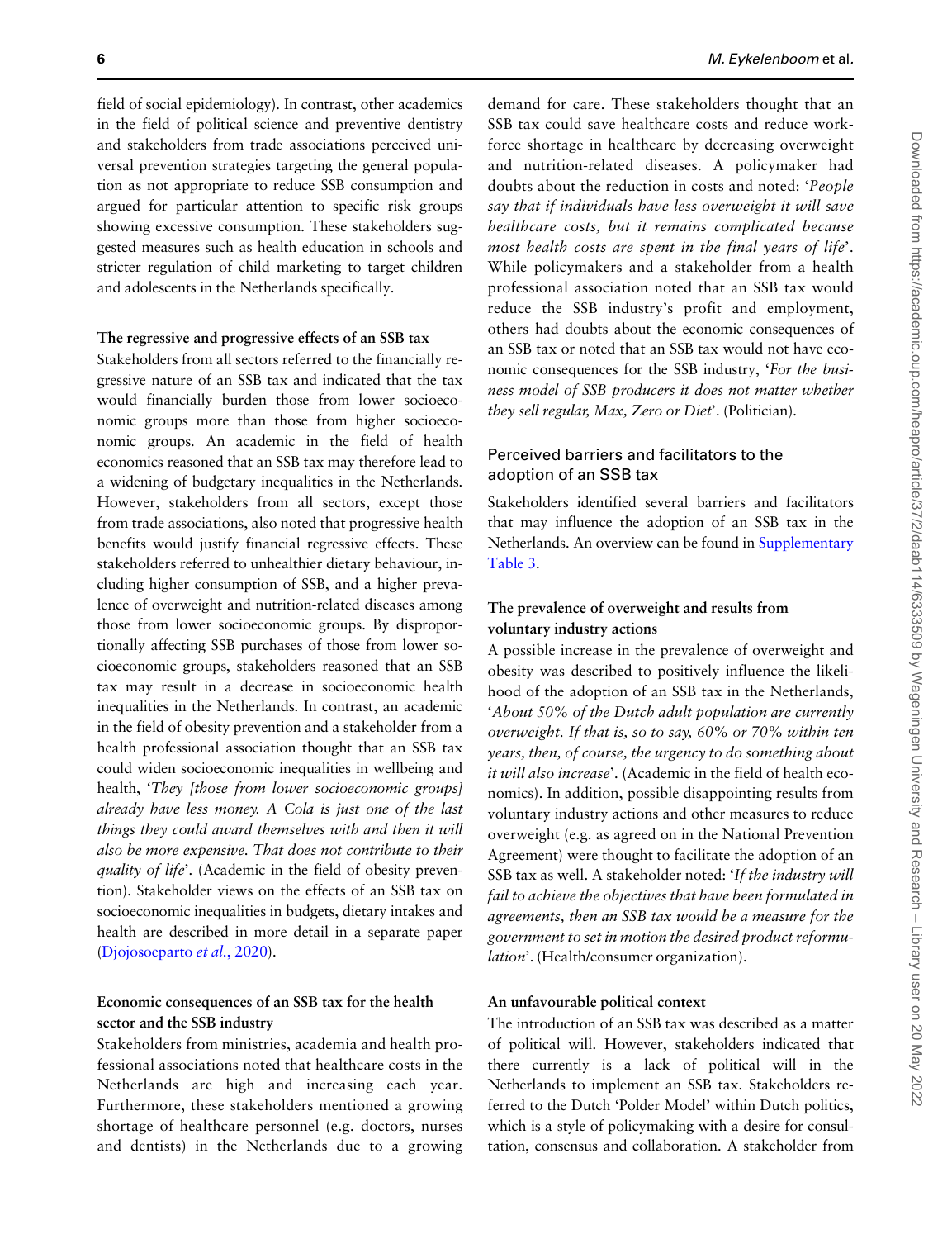field of social epidemiology). In contrast, other academics in the field of political science and preventive dentistry and stakeholders from trade associations perceived universal prevention strategies targeting the general population as not appropriate to reduce SSB consumption and argued for particular attention to specific risk groups showing excessive consumption. These stakeholders suggested measures such as health education in schools and stricter regulation of child marketing to target children and adolescents in the Netherlands specifically.

#### The regressive and progressive effects of an SSB tax

Stakeholders from all sectors referred to the financially regressive nature of an SSB tax and indicated that the tax would financially burden those from lower socioeconomic groups more than those from higher socioeconomic groups. An academic in the field of health economics reasoned that an SSB tax may therefore lead to a widening of budgetary inequalities in the Netherlands. However, stakeholders from all sectors, except those from trade associations, also noted that progressive health benefits would justify financial regressive effects. These stakeholders referred to unhealthier dietary behaviour, including higher consumption of SSB, and a higher prevalence of overweight and nutrition-related diseases among those from lower socioeconomic groups. By disproportionally affecting SSB purchases of those from lower socioeconomic groups, stakeholders reasoned that an SSB tax may result in a decrease in socioeconomic health inequalities in the Netherlands. In contrast, an academic in the field of obesity prevention and a stakeholder from a health professional association thought that an SSB tax could widen socioeconomic inequalities in wellbeing and health, '*They [those from lower socioeconomic groups] already have less money. A Cola is just one of the last things they could award themselves with and then it will also be more expensive. That does not contribute to their quality of life*'. (Academic in the field of obesity prevention). Stakeholder views on the effects of an SSB tax on socioeconomic inequalities in budgets, dietary intakes and health are described in more detail in a separate paper (Djojosoeparto *et al.*, 2020).

#### Economic consequences of an SSB tax for the health sector and the SSB industry

Stakeholders from ministries, academia and health professional associations noted that healthcare costs in the Netherlands are high and increasing each year. Furthermore, these stakeholders mentioned a growing shortage of healthcare personnel (e.g. doctors, nurses and dentists) in the Netherlands due to a growing demand for care. These stakeholders thought that an SSB tax could save healthcare costs and reduce workforce shortage in healthcare by decreasing overweight and nutrition-related diseases. A policymaker had doubts about the reduction in costs and noted: '*People say that if individuals have less overweight it will save healthcare costs, but it remains complicated because most health costs are spent in the final years of life*'. While policymakers and a stakeholder from a health professional association noted that an SSB tax would reduce the SSB industry's profit and employment, others had doubts about the economic consequences of an SSB tax or noted that an SSB tax would not have economic consequences for the SSB industry, '*For the business model of SSB producers it does not matter whether they sell regular, Max, Zero or Diet*'. (Politician).

### Perceived barriers and facilitators to the adoption of an SSB tax

Stakeholders identified several barriers and facilitators that may influence the adoption of an SSB tax in the Netherlands. An overview can be found in Supplementary Table 3.

#### The prevalence of overweight and results from voluntary industry actions

A possible increase in the prevalence of overweight and obesity was described to positively influence the likelihood of the adoption of an SSB tax in the Netherlands, '*About 50% of the Dutch adult population are currently overweight. If that is, so to say, 60% or 70% within ten years, then, of course, the urgency to do something about it will also increase*'. (Academic in the field of health economics). In addition, possible disappointing results from voluntary industry actions and other measures to reduce overweight (e.g. as agreed on in the National Prevention Agreement) were thought to facilitate the adoption of an SSB tax as well. A stakeholder noted: '*If the industry will fail to achieve the objectives that have been formulated in agreements, then an SSB tax would be a measure for the government to set in motion the desired product reformulation*'. (Health/consumer organization).

#### An unfavourable political context

The introduction of an SSB tax was described as a matter of political will. However, stakeholders indicated that there currently is a lack of political will in the Netherlands to implement an SSB tax. Stakeholders referred to the Dutch 'Polder Model' within Dutch politics, which is a style of policymaking with a desire for consultation, consensus and collaboration. A stakeholder from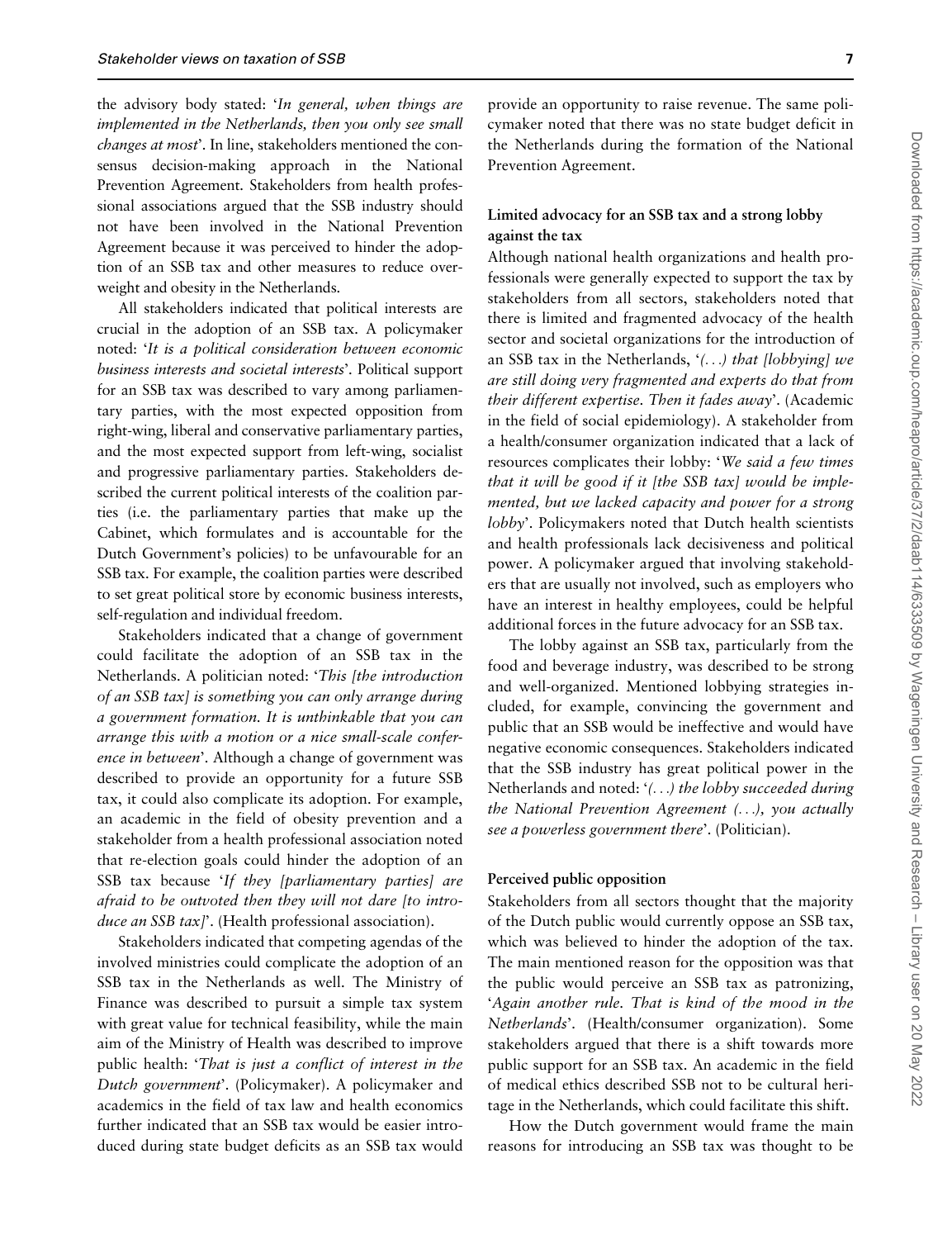the advisory body stated: '*In general, when things are implemented in the Netherlands, then you only see small changes at most*'. In line, stakeholders mentioned the consensus decision-making approach in the National Prevention Agreement. Stakeholders from health professional associations argued that the SSB industry should not have been involved in the National Prevention Agreement because it was perceived to hinder the adoption of an SSB tax and other measures to reduce overweight and obesity in the Netherlands.

All stakeholders indicated that political interests are crucial in the adoption of an SSB tax. A policymaker noted: '*It is a political consideration between economic business interests and societal interests*'. Political support for an SSB tax was described to vary among parliamentary parties, with the most expected opposition from right-wing, liberal and conservative parliamentary parties, and the most expected support from left-wing, socialist and progressive parliamentary parties. Stakeholders described the current political interests of the coalition parties (i.e. the parliamentary parties that make up the Cabinet, which formulates and is accountable for the Dutch Government's policies) to be unfavourable for an SSB tax. For example, the coalition parties were described to set great political store by economic business interests, self-regulation and individual freedom.

Stakeholders indicated that a change of government could facilitate the adoption of an SSB tax in the Netherlands. A politician noted: '*This [the introduction of an SSB tax] is something you can only arrange during a government formation. It is unthinkable that you can arrange this with a motion or a nice small-scale conference in between*'. Although a change of government was described to provide an opportunity for a future SSB tax, it could also complicate its adoption. For example, an academic in the field of obesity prevention and a stakeholder from a health professional association noted that re-election goals could hinder the adoption of an SSB tax because '*If they [parliamentary parties] are afraid to be outvoted then they will not dare [to introduce an SSB tax]*'. (Health professional association).

Stakeholders indicated that competing agendas of the involved ministries could complicate the adoption of an SSB tax in the Netherlands as well. The Ministry of Finance was described to pursuit a simple tax system with great value for technical feasibility, while the main aim of the Ministry of Health was described to improve public health: '*That is just a conflict of interest in the Dutch government*'. (Policymaker). A policymaker and academics in the field of tax law and health economics further indicated that an SSB tax would be easier introduced during state budget deficits as an SSB tax would provide an opportunity to raise revenue. The same policymaker noted that there was no state budget deficit in the Netherlands during the formation of the National Prevention Agreement.

#### Limited advocacy for an SSB tax and a strong lobby against the tax

Although national health organizations and health professionals were generally expected to support the tax by stakeholders from all sectors, stakeholders noted that there is limited and fragmented advocacy of the health sector and societal organizations for the introduction of an SSB tax in the Netherlands, '*(...) that [lobbying] we are still doing very fragmented and experts do that from their different expertise. Then it fades away*'. (Academic in the field of social epidemiology). A stakeholder from a health/consumer organization indicated that a lack of resources complicates their lobby: '*We said a few times that it will be good if it [the SSB tax] would be implemented, but we lacked capacity and power for a strong lobby*'. Policymakers noted that Dutch health scientists and health professionals lack decisiveness and political power. A policymaker argued that involving stakeholders that are usually not involved, such as employers who have an interest in healthy employees, could be helpful additional forces in the future advocacy for an SSB tax.

The lobby against an SSB tax, particularly from the food and beverage industry, was described to be strong and well-organized. Mentioned lobbying strategies included, for example, convincing the government and public that an SSB would be ineffective and would have negative economic consequences. Stakeholders indicated that the SSB industry has great political power in the Netherlands and noted: '*(...) the lobby succeeded during the National Prevention Agreement (...), you actually see a powerless government there*'. (Politician).

#### Perceived public opposition

Stakeholders from all sectors thought that the majority of the Dutch public would currently oppose an SSB tax, which was believed to hinder the adoption of the tax. The main mentioned reason for the opposition was that the public would perceive an SSB tax as patronizing, '*Again another rule. That is kind of the mood in the Netherlands*'. (Health/consumer organization). Some stakeholders argued that there is a shift towards more public support for an SSB tax. An academic in the field of medical ethics described SSB not to be cultural heritage in the Netherlands, which could facilitate this shift.

How the Dutch government would frame the main reasons for introducing an SSB tax was thought to be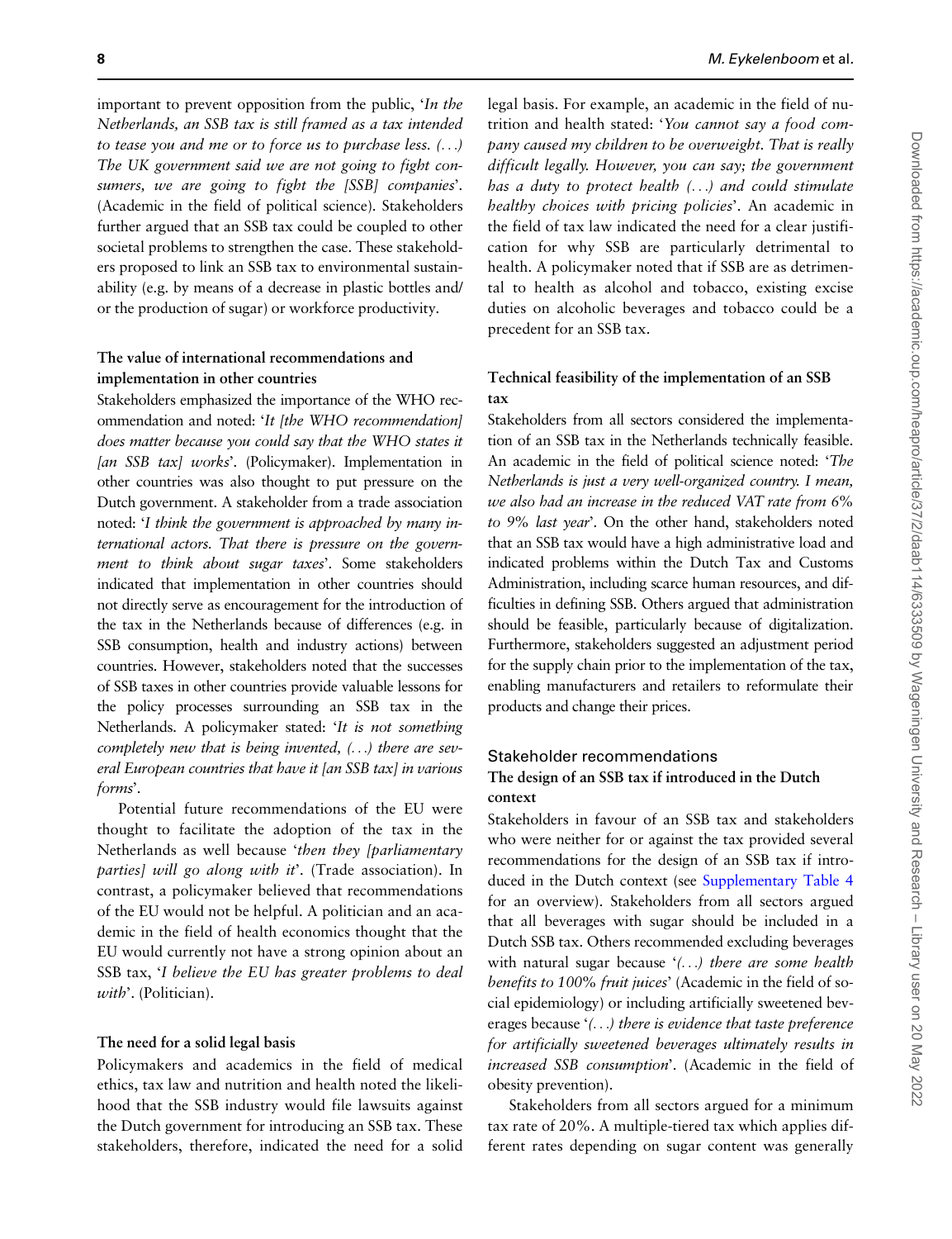important to prevent opposition from the public, '*In the Netherlands, an SSB tax is still framed as a tax intended to tease you and me or to force us to purchase less. (...) The UK government said we are not going to fight consumers, we are going to fight the [SSB] companies*'. (Academic in the field of political science). Stakeholders further argued that an SSB tax could be coupled to other societal problems to strengthen the case. These stakeholders proposed to link an SSB tax to environmental sustainability (e.g. by means of a decrease in plastic bottles and/or the production of sugar) or workforce productivity.

### The value of international recommendations and implementation in other countries

Stakeholders emphasized the importance of the WHO recommendation and noted: '*It [the WHO recommendation] does matter because you could say that the WHO states it [an SSB tax] works*'. (Policymaker). Implementation in other countries was also thought to put pressure on the Dutch government. A stakeholder from a trade association noted: '*I think the government is approached by many international actors. That there is pressure on the government to think about sugar taxes*'. Some stakeholders indicated that implementation in other countries should not directly serve as encouragement for the introduction of the tax in the Netherlands because of differences (e.g. in SSB consumption, health and industry actions) between countries. However, stakeholders noted that the successes of SSB taxes in other countries provide valuable lessons for the policy processes surrounding an SSB tax in the Netherlands. A policymaker stated: '*It is not something completely new that is being invented, (...) there are several European countries that have it [an SSB tax] in various forms*'.

Potential future recommendations of the EU were thought to facilitate the adoption of the tax in the Netherlands as well because '*then they [parliamentary parties] will go along with it*'. (Trade association). In contrast, a policymaker believed that recommendations of the EU would not be helpful. A politician and an academic in the field of health economics thought that the EU would currently not have a strong opinion about an SSB tax, '*I believe the EU has greater problems to deal with*'. (Politician).

### The need for a solid legal basis

Policymakers and academics in the field of medical ethics, tax law and nutrition and health noted the likelihood that the SSB industry would file lawsuits against the Dutch government for introducing an SSB tax. These stakeholders, therefore, indicated the need for a solid legal basis. For example, an academic in the field of nutrition and health stated: '*You cannot say a food company caused my children to be overweight. That is really difficult legally. However, you can say; the government has a duty to protect health (...) and could stimulate healthy choices with pricing policies*'. An academic in the field of tax law indicated the need for a clear justification for why SSB are particularly detrimental to health. A policymaker noted that if SSB are as detrimental to health as alcohol and tobacco, existing excise duties on alcoholic beverages and tobacco could be a precedent for an SSB tax.

### Technical feasibility of the implementation of an SSB tax

Stakeholders from all sectors considered the implementation of an SSB tax in the Netherlands technically feasible. An academic in the field of political science noted: '*The Netherlands is just a very well-organized country. I mean, we also had an increase in the reduced VAT rate from 6% to 9% last year*'. On the other hand, stakeholders noted that an SSB tax would have a high administrative load and indicated problems within the Dutch Tax and Customs Administration, including scarce human resources, and difficulties in defining SSB. Others argued that administration should be feasible, particularly because of digitalization. Furthermore, stakeholders suggested an adjustment period for the supply chain prior to the implementation of the tax, enabling manufacturers and retailers to reformulate their products and change their prices.

## Stakeholder recommendations

### The design of an SSB tax if introduced in the Dutch context

Stakeholders in favour of an SSB tax and stakeholders who were neither for or against the tax provided several recommendations for the design of an SSB tax if introduced in the Dutch context (see Supplementary Table 4 for an overview). Stakeholders from all sectors argued that all beverages with sugar should be included in a Dutch SSB tax. Others recommended excluding beverages with natural sugar because '*(...) there are some health benefits to 100% fruit juices*' (Academic in the field of social epidemiology) or including artificially sweetened beverages because '*(...) there is evidence that taste preference for artificially sweetened beverages ultimately results in increased SSB consumption*'. (Academic in the field of obesity prevention).

Stakeholders from all sectors argued for a minimum tax rate of 20%. A multiple-tiered tax which applies different rates depending on sugar content was generally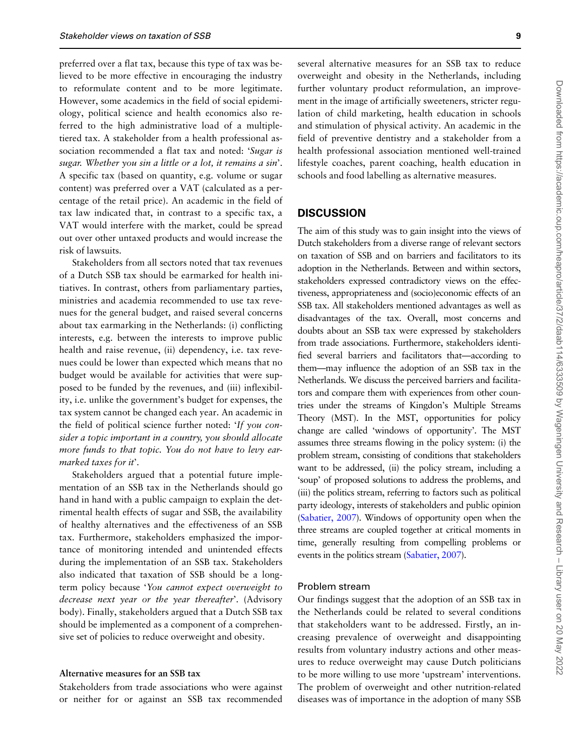preferred over a flat tax, because this type of tax was believed to be more effective in encouraging the industry to reformulate content and to be more legitimate. However, some academics in the field of social epidemiology, political science and health economics also referred to the high administrative load of a multiple-tiered tax. A stakeholder from a health professional association recommended a flat tax and noted: '*Sugar is sugar. Whether you sin a little or a lot, it remains a sin*'. A specific tax (based on quantity, e.g. volume or sugar content) was preferred over a VAT (calculated as a percentage of the retail price). An academic in the field of tax law indicated that, in contrast to a specific tax, a VAT would interfere with the market, could be spread out over other untaxed products and would increase the risk of lawsuits.

Stakeholders from all sectors noted that tax revenues of a Dutch SSB tax should be earmarked for health initiatives. In contrast, others from parliamentary parties, ministries and academia recommended to use tax revenues for the general budget, and raised several concerns about tax earmarking in the Netherlands: (i) conflicting interests, e.g. between the interests to improve public health and raise revenue, (ii) dependency, i.e. tax revenues could be lower than expected which means that no budget would be available for activities that were supposed to be funded by the revenues, and (iii) inflexibility, i.e. unlike the government's budget for expenses, the tax system cannot be changed each year. An academic in the field of political science further noted: '*If you consider a topic important in a country, you should allocate more funds to that topic. You do not have to levy earmarked taxes for it*'.

Stakeholders argued that a potential future implementation of an SSB tax in the Netherlands should go hand in hand with a public campaign to explain the detrimental health effects of sugar and SSB, the availability of healthy alternatives and the effectiveness of an SSB tax. Furthermore, stakeholders emphasized the importance of monitoring intended and unintended effects during the implementation of an SSB tax. Stakeholders also indicated that taxation of SSB should be a long-term policy because '*You cannot expect overweight to decrease next year or the year thereafter*'. (Advisory body). Finally, stakeholders argued that a Dutch SSB tax should be implemented as a component of a comprehensive set of policies to reduce overweight and obesity.

### Alternative measures for an SSB tax

Stakeholders from trade associations who were against or neither for or against an SSB tax recommended several alternative measures for an SSB tax to reduce overweight and obesity in the Netherlands, including further voluntary product reformulation, an improvement in the image of artificially sweeteners, stricter regulation of child marketing, health education in schools and stimulation of physical activity. An academic in the field of preventive dentistry and a stakeholder from a health professional association mentioned well-trained lifestyle coaches, parent coaching, health education in schools and food labelling as alternative measures.

## DISCUSSION

The aim of this study was to gain insight into the views of Dutch stakeholders from a diverse range of relevant sectors on taxation of SSB and on barriers and facilitators to its adoption in the Netherlands. Between and within sectors, stakeholders expressed contradictory views on the effectiveness, appropriateness and (socio)economic effects of an SSB tax. All stakeholders mentioned advantages as well as disadvantages of the tax. Overall, most concerns and doubts about an SSB tax were expressed by stakeholders from trade associations. Furthermore, stakeholders identified several barriers and facilitators that—according to them—may influence the adoption of an SSB tax in the Netherlands. We discuss the perceived barriers and facilitators and compare them with experiences from other countries under the streams of Kingdon's Multiple Streams Theory (MST). In the MST, opportunities for policy change are called 'windows of opportunity'. The MST assumes three streams flowing in the policy system: (i) the problem stream, consisting of conditions that stakeholders want to be addressed, (ii) the policy stream, including a 'soup' of proposed solutions to address the problems, and (iii) the politics stream, referring to factors such as political party ideology, interests of stakeholders and public opinion (Sabatier, 2007). Windows of opportunity open when the three streams are coupled together at critical moments in time, generally resulting from compelling problems or events in the politics stream (Sabatier, 2007).

### Problem stream

Our findings suggest that the adoption of an SSB tax in the Netherlands could be related to several conditions that stakeholders want to be addressed. Firstly, an increasing prevalence of overweight and disappointing results from voluntary industry actions and other measures to reduce overweight may cause Dutch politicians to be more willing to use more 'upstream' interventions. The problem of overweight and other nutrition-related diseases was of importance in the adoption of many SSB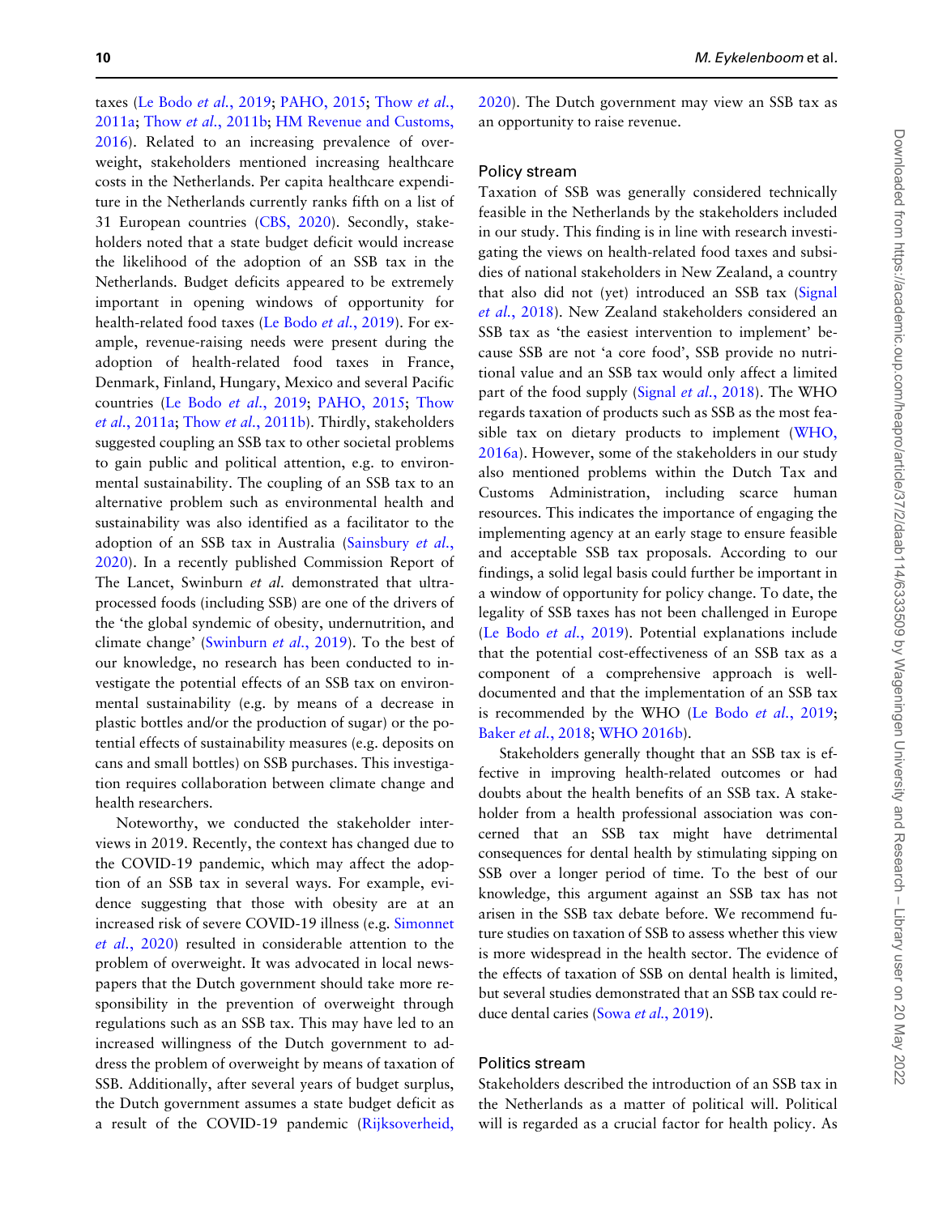taxes (Le Bodo *et al.*, 2019; PAHO, 2015; Thow *et al.*, 2011a; Thow *et al.*, 2011b; HM Revenue and Customs, 2016). Related to an increasing prevalence of overweight, stakeholders mentioned increasing healthcare costs in the Netherlands. Per capita healthcare expenditure in the Netherlands currently ranks fifth on a list of 31 European countries (CBS, 2020). Secondly, stakeholders noted that a state budget deficit would increase the likelihood of the adoption of an SSB tax in the Netherlands. Budget deficits appeared to be extremely important in opening windows of opportunity for health-related food taxes (Le Bodo *et al.*, 2019). For example, revenue-raising needs were present during the adoption of health-related food taxes in France, Denmark, Finland, Hungary, Mexico and several Pacific countries (Le Bodo *et al.*, 2019; PAHO, 2015; Thow *et al.*, 2011a; Thow *et al.*, 2011b). Thirdly, stakeholders suggested coupling an SSB tax to other societal problems to gain public and political attention, e.g. to environmental sustainability. The coupling of an SSB tax to an alternative problem such as environmental health and sustainability was also identified as a facilitator to the adoption of an SSB tax in Australia (Sainsbury *et al.*, 2020). In a recently published Commission Report of The Lancet, Swinburn *et al.* demonstrated that ultra-processed foods (including SSB) are one of the drivers of the 'the global syndemic of obesity, undernutrition, and climate change' (Swinburn *et al.*, 2019). To the best of our knowledge, no research has been conducted to investigate the potential effects of an SSB tax on environmental sustainability (e.g. by means of a decrease in plastic bottles and/or the production of sugar) or the potential effects of sustainability measures (e.g. deposits on cans and small bottles) on SSB purchases. This investigation requires collaboration between climate change and health researchers.

Noteworthy, we conducted the stakeholder interviews in 2019. Recently, the context has changed due to the COVID-19 pandemic, which may affect the adoption of an SSB tax in several ways. For example, evidence suggesting that those with obesity are at an increased risk of severe COVID-19 illness (e.g. Simonnet *et al.*, 2020) resulted in considerable attention to the problem of overweight. It was advocated in local newspapers that the Dutch government should take more responsibility in the prevention of overweight through regulations such as an SSB tax. This may have led to an increased willingness of the Dutch government to address the problem of overweight by means of taxation of SSB. Additionally, after several years of budget surplus, the Dutch government assumes a state budget deficit as a result of the COVID-19 pandemic (Rijksoverheid, 2020). The Dutch government may view an SSB tax as an opportunity to raise revenue.

### Policy stream

Taxation of SSB was generally considered technically feasible in the Netherlands by the stakeholders included in our study. This finding is in line with research investigating the views on health-related food taxes and subsidies of national stakeholders in New Zealand, a country that also did not (yet) introduced an SSB tax (Signal *et al.*, 2018). New Zealand stakeholders considered an SSB tax as 'the easiest intervention to implement' because SSB are not 'a core food', SSB provide no nutritional value and an SSB tax would only affect a limited part of the food supply (Signal *et al.*, 2018). The WHO regards taxation of products such as SSB as the most feasible tax on dietary products to implement (WHO, 2016a). However, some of the stakeholders in our study also mentioned problems within the Dutch Tax and Customs Administration, including scarce human resources. This indicates the importance of engaging the implementing agency at an early stage to ensure feasible and acceptable SSB tax proposals. According to our findings, a solid legal basis could further be important in a window of opportunity for policy change. To date, the legality of SSB taxes has not been challenged in Europe (Le Bodo *et al.*, 2019). Potential explanations include that the potential cost-effectiveness of an SSB tax as a component of a comprehensive approach is well-documented and that the implementation of an SSB tax is recommended by the WHO (Le Bodo *et al.*, 2019; Baker *et al.*, 2018; WHO 2016b).

Stakeholders generally thought that an SSB tax is effective in improving health-related outcomes or had doubts about the health benefits of an SSB tax. A stakeholder from a health professional association was concerned that an SSB tax might have detrimental consequences for dental health by stimulating sipping on SSB over a longer period of time. To the best of our knowledge, this argument against an SSB tax has not arisen in the SSB tax debate before. We recommend future studies on taxation of SSB to assess whether this view is more widespread in the health sector. The evidence of the effects of taxation of SSB on dental health is limited, but several studies demonstrated that an SSB tax could reduce dental caries (Sowa *et al.*, 2019).

### Politics stream

Stakeholders described the introduction of an SSB tax in the Netherlands as a matter of political will. Political will is regarded as a crucial factor for health policy. As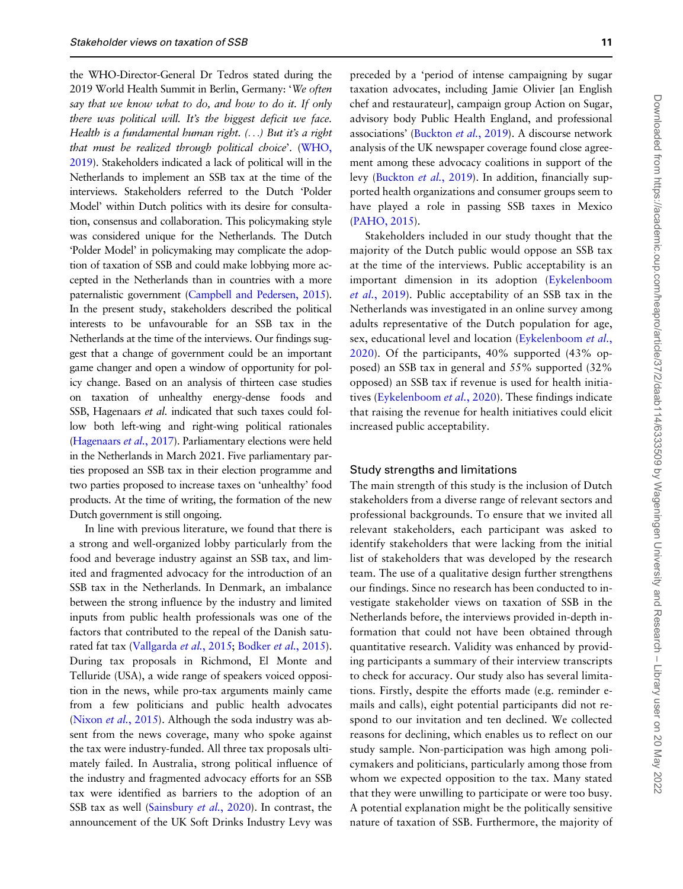the WHO-Director-General Dr Tedros stated during the 2019 World Health Summit in Berlin, Germany: '*We often say that we know what to do, and how to do it. If only there was political will. It's the biggest deficit we face. Health is a fundamental human right. (...) But it's a right that must be realized through political choice*'. (WHO, 2019). Stakeholders indicated a lack of political will in the Netherlands to implement an SSB tax at the time of the interviews. Stakeholders referred to the Dutch 'Polder Model' within Dutch politics with its desire for consultation, consensus and collaboration. This policymaking style was considered unique for the Netherlands. The Dutch 'Polder Model' in policymaking may complicate the adoption of taxation of SSB and could make lobbying more accepted in the Netherlands than in countries with a more paternalistic government (Campbell and Pedersen, 2015). In the present study, stakeholders described the political interests to be unfavourable for an SSB tax in the Netherlands at the time of the interviews. Our findings suggest that a change of government could be an important game changer and open a window of opportunity for policy change. Based on an analysis of thirteen case studies on taxation of unhealthy energy-dense foods and SSB, Hagenaars *et al.* indicated that such taxes could follow both left-wing and right-wing political rationales (Hagenaars *et al.*, 2017). Parliamentary elections were held in the Netherlands in March 2021. Five parliamentary parties proposed an SSB tax in their election programme and two parties proposed to increase taxes on 'unhealthy' food products. At the time of writing, the formation of the new Dutch government is still ongoing.

In line with previous literature, we found that there is a strong and well-organized lobby particularly from the food and beverage industry against an SSB tax, and limited and fragmented advocacy for the introduction of an SSB tax in the Netherlands. In Denmark, an imbalance between the strong influence by the industry and limited inputs from public health professionals was one of the factors that contributed to the repeal of the Danish saturated fat tax (Vallgarda *et al.*, 2015; Bodker *et al.*, 2015). During tax proposals in Richmond, El Monte and Telluride (USA), a wide range of speakers voiced opposition in the news, while pro-tax arguments mainly came from a few politicians and public health advocates (Nixon *et al.*, 2015). Although the soda industry was absent from the news coverage, many who spoke against the tax were industry-funded. All three tax proposals ultimately failed. In Australia, strong political influence of the industry and fragmented advocacy efforts for an SSB tax were identified as barriers to the adoption of an SSB tax as well (Sainsbury *et al.*, 2020). In contrast, the announcement of the UK Soft Drinks Industry Levy was preceded by a 'period of intense campaigning by sugar taxation advocates, including Jamie Olivier [an English chef and restaurateur], campaign group Action on Sugar, advisory body Public Health England, and professional associations' (Buckton *et al.*, 2019). A discourse network analysis of the UK newspaper coverage found close agreement among these advocacy coalitions in support of the levy (Buckton *et al.*, 2019). In addition, financially supported health organizations and consumer groups seem to have played a role in passing SSB taxes in Mexico (PAHO, 2015).

Stakeholders included in our study thought that the majority of the Dutch public would oppose an SSB tax at the time of the interviews. Public acceptability is an important dimension in its adoption (Eykelenboom *et al.*, 2019). Public acceptability of an SSB tax in the Netherlands was investigated in an online survey among adults representative of the Dutch population for age, sex, educational level and location (Eykelenboom *et al.*, 2020). Of the participants, 40% supported (43% opposed) an SSB tax in general and 55% supported (32% opposed) an SSB tax if revenue is used for health initiatives (Eykelenboom *et al.*, 2020). These findings indicate that raising the revenue for health initiatives could elicit increased public acceptability.

## Study strengths and limitations

The main strength of this study is the inclusion of Dutch stakeholders from a diverse range of relevant sectors and professional backgrounds. To ensure that we invited all relevant stakeholders, each participant was asked to identify stakeholders that were lacking from the initial list of stakeholders that was developed by the research team. The use of a qualitative design further strengthens our findings. Since no research has been conducted to investigate stakeholder views on taxation of SSB in the Netherlands before, the interviews provided in-depth information that could not have been obtained through quantitative research. Validity was enhanced by providing participants a summary of their interview transcripts to check for accuracy. Our study also has several limitations. Firstly, despite the efforts made (e.g. reminder e-mails and calls), eight potential participants did not respond to our invitation and ten declined. We collected reasons for declining, which enables us to reflect on our study sample. Non-participation was high among policymakers and politicians, particularly among those from whom we expected opposition to the tax. Many stated that they were unwilling to participate or were too busy. A potential explanation might be the politically sensitive nature of taxation of SSB. Furthermore, the majority of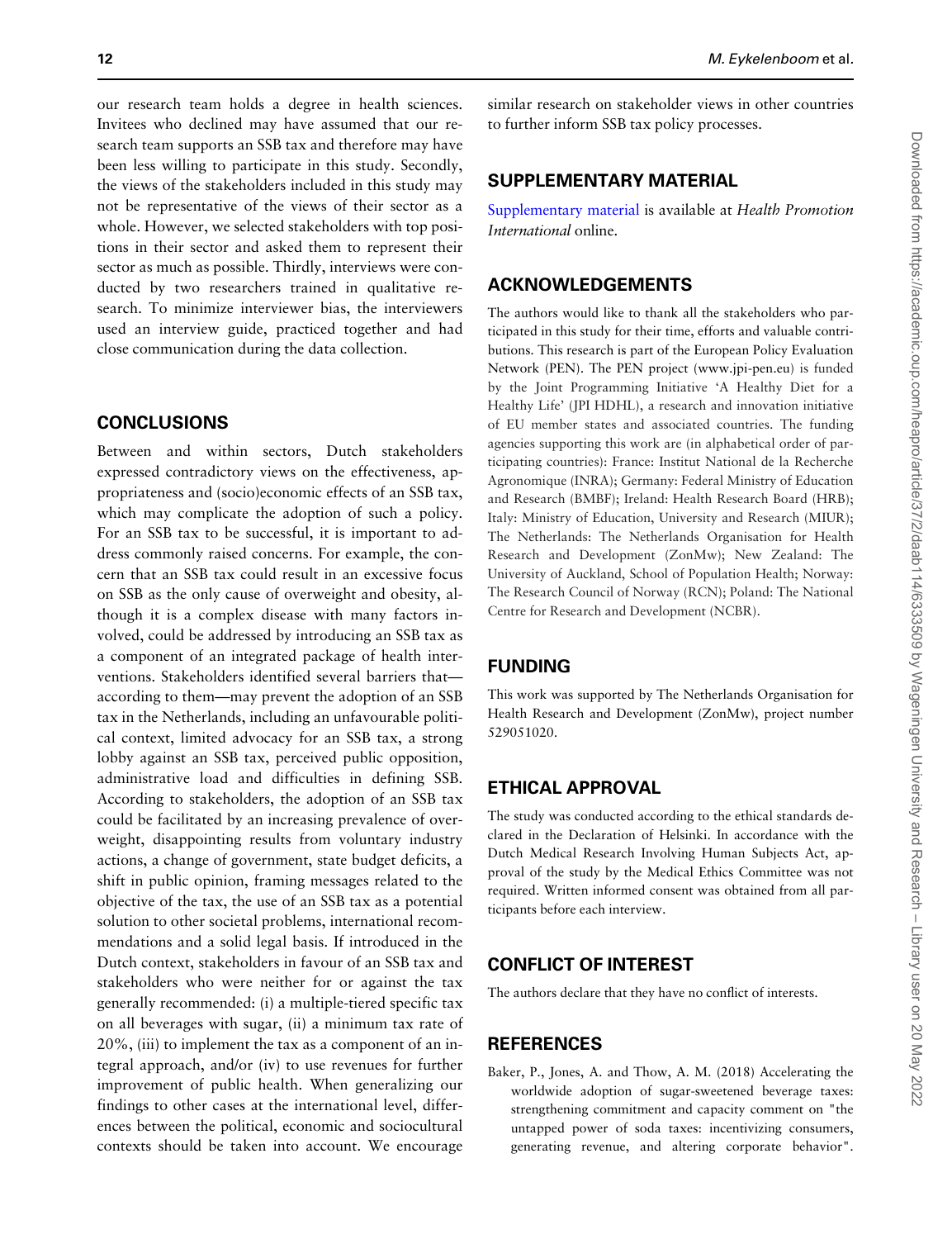our research team holds a degree in health sciences. Invitees who declined may have assumed that our research team supports an SSB tax and therefore may have been less willing to participate in this study. Secondly, the views of the stakeholders included in this study may not be representative of the views of their sector as a whole. However, we selected stakeholders with top positions in their sector and asked them to represent their sector as much as possible. Thirdly, interviews were conducted by two researchers trained in qualitative research. To minimize interviewer bias, the interviewers used an interview guide, practiced together and had close communication during the data collection.

## CONCLUSIONS

Between and within sectors, Dutch stakeholders expressed contradictory views on the effectiveness, appropriateness and (socio)economic effects of an SSB tax, which may complicate the adoption of such a policy. For an SSB tax to be successful, it is important to address commonly raised concerns. For example, the concern that an SSB tax could result in an excessive focus on SSB as the only cause of overweight and obesity, although it is a complex disease with many factors involved, could be addressed by introducing an SSB tax as a component of an integrated package of health interventions. Stakeholders identified several barriers that—according to them—may prevent the adoption of an SSB tax in the Netherlands, including an unfavourable political context, limited advocacy for an SSB tax, a strong lobby against an SSB tax, perceived public opposition, administrative load and difficulties in defining SSB. According to stakeholders, the adoption of an SSB tax could be facilitated by an increasing prevalence of overweight, disappointing results from voluntary industry actions, a change of government, state budget deficits, a shift in public opinion, framing messages related to the objective of the tax, the use of an SSB tax as a potential solution to other societal problems, international recommendations and a solid legal basis. If introduced in the Dutch context, stakeholders in favour of an SSB tax and stakeholders who were neither for or against the tax generally recommended: (i) a multiple-tiered specific tax on all beverages with sugar, (ii) a minimum tax rate of 20%, (iii) to implement the tax as a component of an integral approach, and/or (iv) to use revenues for further improvement of public health. When generalizing our findings to other cases at the international level, differences between the political, economic and sociocultural contexts should be taken into account. We encourage similar research on stakeholder views in other countries to further inform SSB tax policy processes.

## SUPPLEMENTARY MATERIAL

Supplementary material is available at *Health Promotion International* online.

## ACKNOWLEDGEMENTS

The authors would like to thank all the stakeholders who participated in this study for their time, efforts and valuable contributions. This research is part of the European Policy Evaluation Network (PEN). The PEN project (www.jpi-pen.eu) is funded by the Joint Programming Initiative 'A Healthy Diet for a Healthy Life' (JPI HDHL), a research and innovation initiative of EU member states and associated countries. The funding agencies supporting this work are (in alphabetical order of participating countries): France: Institut National de la Recherche Agronomique (INRA); Germany: Federal Ministry of Education and Research (BMBF); Ireland: Health Research Board (HRB); Italy: Ministry of Education, University and Research (MIUR); The Netherlands: The Netherlands Organisation for Health Research and Development (ZonMw); New Zealand: The University of Auckland, School of Population Health; Norway: The Research Council of Norway (RCN); Poland: The National Centre for Research and Development (NCBR).

## FUNDING

This work was supported by The Netherlands Organisation for Health Research and Development (ZonMw), project number 529051020.

## ETHICAL APPROVAL

The study was conducted according to the ethical standards declared in the Declaration of Helsinki. In accordance with the Dutch Medical Research Involving Human Subjects Act, approval of the study by the Medical Ethics Committee was not required. Written informed consent was obtained from all participants before each interview.

## CONFLICT OF INTEREST

The authors declare that they have no conflict of interests.

## REFERENCES

Baker, P., Jones, A. and Thow, A. M. (2018) Accelerating the worldwide adoption of sugar-sweetened beverage taxes: strengthening commitment and capacity comment on "the untapped power of soda taxes: incentivizing consumers, generating revenue, and altering corporate behavior".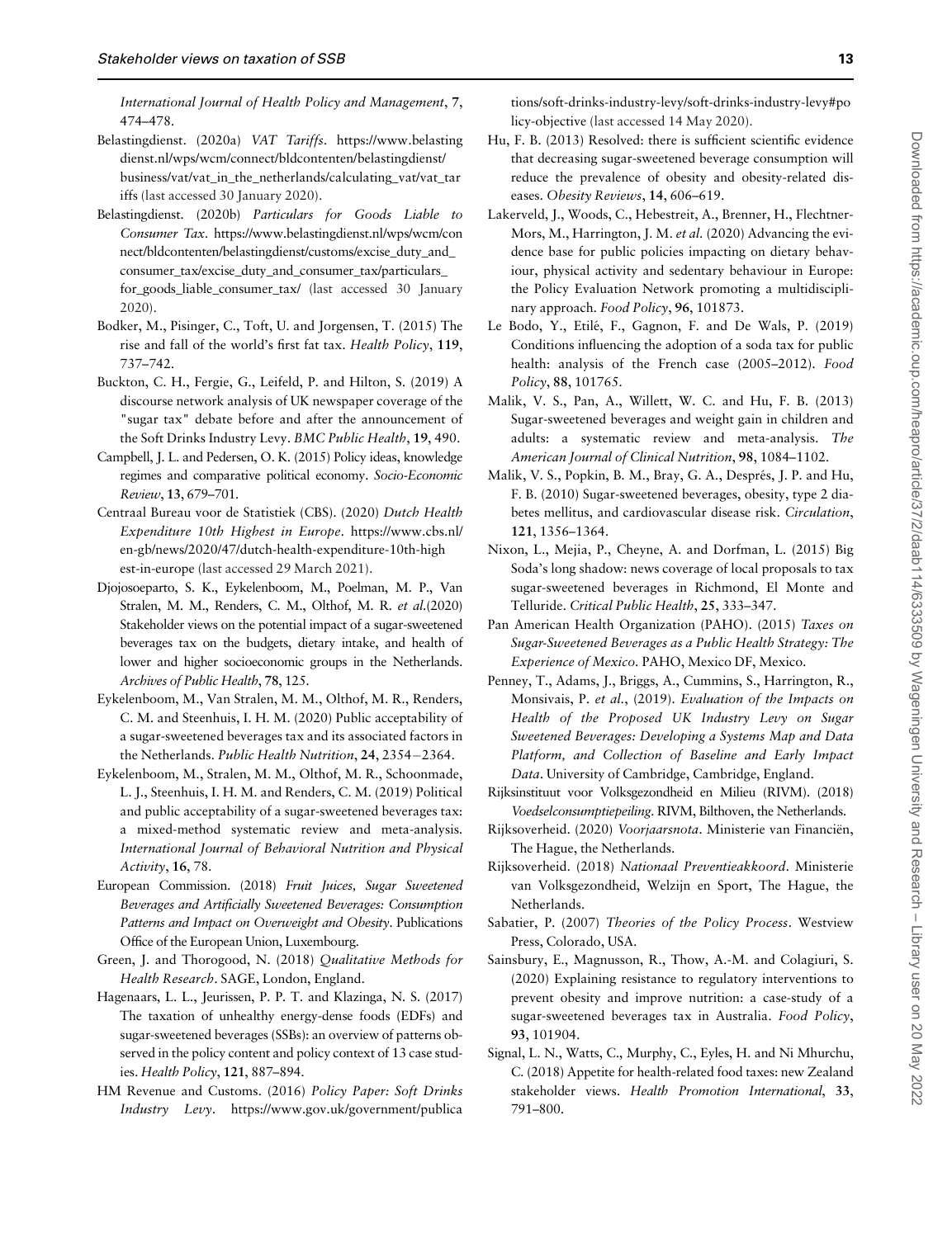*International Journal of Health Policy and Management*, **7**, 474–478.

Belastingdienst. (2020a) *VAT Tariffs*. https://www.belastingdienst.nl/wps/wcm/connect/bldcontenten/belastingdienst/business/vat/vat_in_the_netherlands/calculating_vat/vat_tariffs (last accessed 30 January 2020).

Belastingdienst. (2020b) *Particulars for Goods Liable to Consumer Tax*. https://www.belastingdienst.nl/wps/wcm/connect/bldcontenten/belastingdienst/customs/excise_duty_and_consumer_tax/excise_duty_and_consumer_tax/particulars_for_goods_liable_consumer_tax/ (last accessed 30 January 2020).

Bodker, M., Pisinger, C., Toft, U. and Jorgensen, T. (2015) The rise and fall of the world's first fat tax. *Health Policy*, **119**, 737–742.

Buckton, C. H., Fergie, G., Leifeld, P. and Hilton, S. (2019) A discourse network analysis of UK newspaper coverage of the "sugar tax" debate before and after the announcement of the Soft Drinks Industry Levy. *BMC Public Health*, **19**, 490.

Campbell, J. L. and Pedersen, O. K. (2015) Policy ideas, knowledge regimes and comparative political economy. *Socio-Economic Review*, **13**, 679–701.

Centraal Bureau voor de Statistiek (CBS). (2020) *Dutch Health Expenditure 10th Highest in Europe*. https://www.cbs.nl/en-gb/news/2020/47/dutch-health-expenditure-10th-highest-in-europe (last accessed 29 March 2021).

Djojosoeparto, S. K., Eykelenboom, M., Poelman, M. P., Van Stralen, M. M., Renders, C. M., Olthof, M. R. *et al*.(2020) Stakeholder views on the potential impact of a sugar-sweetened beverages tax on the budgets, dietary intake, and health of lower and higher socioeconomic groups in the Netherlands. *Archives of Public Health*, **78**, 125.

Eykelenboom, M., Van Stralen, M. M., Olthof, M. R., Renders, C. M. and Steenhuis, I. H. M. (2020) Public acceptability of a sugar-sweetened beverages tax and its associated factors in the Netherlands. *Public Health Nutrition*, **24**, 2354−2364.

Eykelenboom, M., Stralen, M. M., Olthof, M. R., Schoonmade, L. J., Steenhuis, I. H. M. and Renders, C. M. (2019) Political and public acceptability of a sugar-sweetened beverages tax: a mixed-method systematic review and meta-analysis. *International Journal of Behavioral Nutrition and Physical Activity*, **16**, 78.

European Commission. (2018) *Fruit Juices, Sugar Sweetened Beverages and Artificially Sweetened Beverages: Consumption Patterns and Impact on Overweight and Obesity*. Publications Office of the European Union, Luxembourg.

Green, J. and Thorogood, N. (2018) *Qualitative Methods for Health Research*. SAGE, London, England.

Hagenaars, L. L., Jeurissen, P. P. T. and Klazinga, N. S. (2017) The taxation of unhealthy energy-dense foods (EDFs) and sugar-sweetened beverages (SSBs): an overview of patterns observed in the policy content and policy context of 13 case studies. *Health Policy*, **121**, 887–894.

HM Revenue and Customs. (2016) *Policy Paper: Soft Drinks Industry Levy*. https://www.gov.uk/government/publications/soft-drinks-industry-levy/soft-drinks-industry-levy#policy-objective (last accessed 14 May 2020).

Hu, F. B. (2013) Resolved: there is sufficient scientific evidence that decreasing sugar-sweetened beverage consumption will reduce the prevalence of obesity and obesity-related diseases. *Obesity Reviews*, **14**, 606–619.

Lakerveld, J., Woods, C., Hebestreit, A., Brenner, H., Flechtner-Mors, M., Harrington, J. M. *et al*. (2020) Advancing the evidence base for public policies impacting on dietary behaviour, physical activity and sedentary behaviour in Europe: the Policy Evaluation Network promoting a multidisciplinary approach. *Food Policy*, **96**, 101873.

Le Bodo, Y., Etilé, F., Gagnon, F. and De Wals, P. (2019) Conditions influencing the adoption of a soda tax for public health: analysis of the French case (2005–2012). *Food Policy*, **88**, 101765.

Malik, V. S., Pan, A., Willett, W. C. and Hu, F. B. (2013) Sugar-sweetened beverages and weight gain in children and adults: a systematic review and meta-analysis. *The American Journal of Clinical Nutrition*, **98**, 1084–1102.

Malik, V. S., Popkin, B. M., Bray, G. A., Després, J. P. and Hu, F. B. (2010) Sugar-sweetened beverages, obesity, type 2 diabetes mellitus, and cardiovascular disease risk. *Circulation*, **121**, 1356–1364.

Nixon, L., Mejia, P., Cheyne, A. and Dorfman, L. (2015) Big Soda's long shadow: news coverage of local proposals to tax sugar-sweetened beverages in Richmond, El Monte and Telluride. *Critical Public Health*, **25**, 333–347.

Pan American Health Organization (PAHO). (2015) *Taxes on Sugar-Sweetened Beverages as a Public Health Strategy: The Experience of Mexico*. PAHO, Mexico DF, Mexico.

Penney, T., Adams, J., Briggs, A., Cummins, S., Harrington, R., Monsivais, P. *et al*., (2019). *Evaluation of the Impacts on Health of the Proposed UK Industry Levy on Sugar Sweetened Beverages: Developing a Systems Map and Data Platform, and Collection of Baseline and Early Impact Data*. University of Cambridge, Cambridge, England.

Rijksinstituut voor Volksgezondheid en Milieu (RIVM). (2018) *Voedselconsumptiepeiling*. RIVM, Bilthoven, the Netherlands.

Rijksoverheid. (2020) *Voorjaarsnota*. Ministerie van Financiën, The Hague, the Netherlands.

Rijksoverheid. (2018) *Nationaal Preventieakkoord*. Ministerie van Volksgezondheid, Welzijn en Sport, The Hague, the Netherlands.

Sabatier, P. (2007) *Theories of the Policy Process*. Westview Press, Colorado, USA.

Sainsbury, E., Magnusson, R., Thow, A.-M. and Colagiuri, S. (2020) Explaining resistance to regulatory interventions to prevent obesity and improve nutrition: a case-study of a sugar-sweetened beverages tax in Australia. *Food Policy*, **93**, 101904.

Signal, L. N., Watts, C., Murphy, C., Eyles, H. and Ni Mhurchu, C. (2018) Appetite for health-related food taxes: new Zealand stakeholder views. *Health Promotion International*, **33**, 791–800.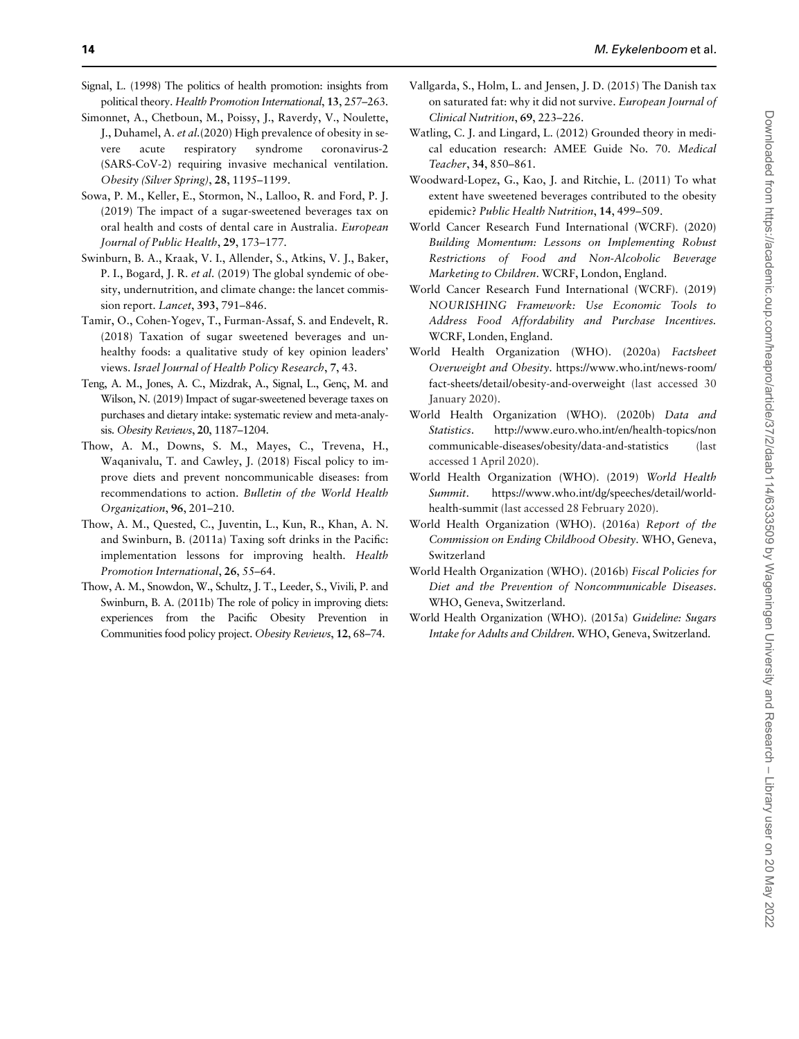Signal, L. (1998) The politics of health promotion: insights from political theory. *Health Promotion International*, **13**, 257–263.

Simonnet, A., Chetboun, M., Poissy, J., Raverdy, V., Noulette, J., Duhamel, A. *et al.*(2020) High prevalence of obesity in severe acute respiratory syndrome coronavirus-2 (SARS-CoV-2) requiring invasive mechanical ventilation. *Obesity (Silver Spring)*, **28**, 1195–1199.

Sowa, P. M., Keller, E., Stormon, N., Lalloo, R. and Ford, P. J. (2019) The impact of a sugar-sweetened beverages tax on oral health and costs of dental care in Australia. *European Journal of Public Health*, **29**, 173–177.

Swinburn, B. A., Kraak, V. I., Allender, S., Atkins, V. J., Baker, P. I., Bogard, J. R. *et al.* (2019) The global syndemic of obesity, undernutrition, and climate change: the lancet commission report. *Lancet*, **393**, 791–846.

Tamir, O., Cohen-Yogev, T., Furman-Assaf, S. and Endevelt, R. (2018) Taxation of sugar sweetened beverages and unhealthy foods: a qualitative study of key opinion leaders' views. *Israel Journal of Health Policy Research*, **7**, 43.

Teng, A. M., Jones, A. C., Mizdrak, A., Signal, L., Genç, M. and Wilson, N. (2019) Impact of sugar-sweetened beverage taxes on purchases and dietary intake: systematic review and meta-analysis. *Obesity Reviews*, **20**, 1187–1204.

Thow, A. M., Downs, S. M., Mayes, C., Trevena, H., Waqanivalu, T. and Cawley, J. (2018) Fiscal policy to improve diets and prevent noncommunicable diseases: from recommendations to action. *Bulletin of the World Health Organization*, **96**, 201–210.

Thow, A. M., Quested, C., Juventin, L., Kun, R., Khan, A. N. and Swinburn, B. (2011a) Taxing soft drinks in the Pacific: implementation lessons for improving health. *Health Promotion International*, **26**, 55–64.

Thow, A. M., Snowdon, W., Schultz, J. T., Leeder, S., Vivili, P. and Swinburn, B. A. (2011b) The role of policy in improving diets: experiences from the Pacific Obesity Prevention in Communities food policy project. *Obesity Reviews*, **12**, 68–74.

Vallgarda, S., Holm, L. and Jensen, J. D. (2015) The Danish tax on saturated fat: why it did not survive. *European Journal of Clinical Nutrition*, **69**, 223–226.

Watling, C. J. and Lingard, L. (2012) Grounded theory in medical education research: AMEE Guide No. 70. *Medical Teacher*, **34**, 850–861.

Woodward-Lopez, G., Kao, J. and Ritchie, L. (2011) To what extent have sweetened beverages contributed to the obesity epidemic? *Public Health Nutrition*, **14**, 499–509.

World Cancer Research Fund International (WCRF). (2020) *Building Momentum: Lessons on Implementing Robust Restrictions of Food and Non-Alcoholic Beverage Marketing to Children*. WCRF, London, England.

World Cancer Research Fund International (WCRF). (2019) *NOURISHING Framework: Use Economic Tools to Address Food Affordability and Purchase Incentives.* WCRF, Londen, England.

World Health Organization (WHO). (2020a) *Factsheet Overweight and Obesity*. https://www.who.int/news-room/fact-sheets/detail/obesity-and-overweight (last accessed 30 January 2020).

World Health Organization (WHO). (2020b) *Data and Statistics*. http://www.euro.who.int/en/health-topics/noncommunicable-diseases/obesity/data-and-statistics (last accessed 1 April 2020).

World Health Organization (WHO). (2019) *World Health Summit*. https://www.who.int/dg/speeches/detail/world-health-summit (last accessed 28 February 2020).

World Health Organization (WHO). (2016a) *Report of the Commission on Ending Childhood Obesity*. WHO, Geneva, Switzerland

World Health Organization (WHO). (2016b) *Fiscal Policies for Diet and the Prevention of Noncommunicable Diseases*. WHO, Geneva, Switzerland.

World Health Organization (WHO). (2015a) *Guideline: Sugars Intake for Adults and Children.* WHO, Geneva, Switzerland.